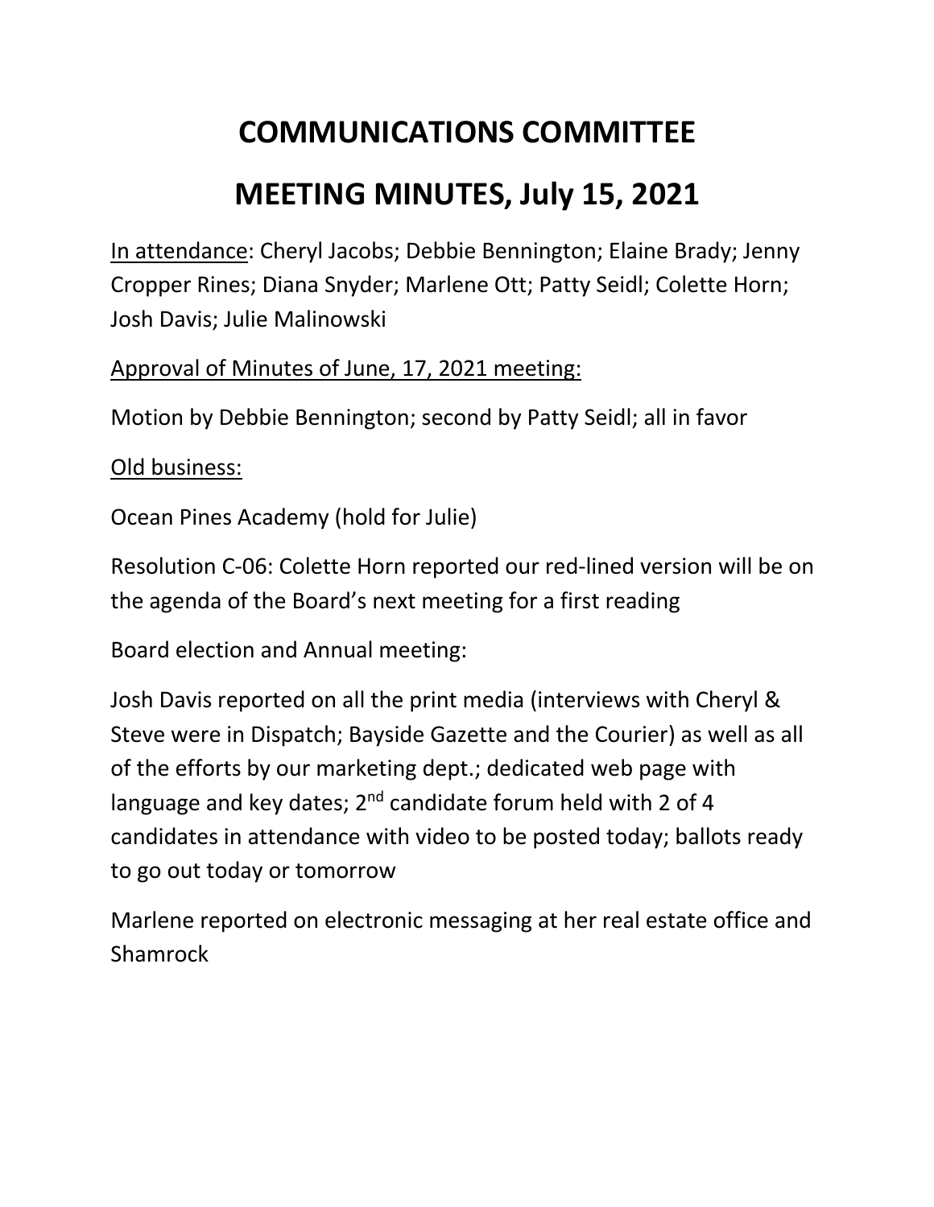# COMMUNICATIONS COMMITTEE

# MEETING MINUTES, July 15, 2021

In attendance: Cheryl Jacobs; Debbie Bennington; Elaine Brady; Jenny Cropper Rines; Diana Snyder; Marlene Ott; Patty Seidl; Colette Horn; Josh Davis; Julie Malinowski

Approval of Minutes of June, 17, 2021 meeting:

Motion by Debbie Bennington; second by Patty Seidl; all in favor

Old business:

Ocean Pines Academy (hold for Julie)

Resolution C-06: Colette Horn reported our red-lined version will be on the agenda of the Board's next meeting for a first reading

Board election and Annual meeting:

Josh Davis reported on all the print media (interviews with Cheryl & Steve were in Dispatch; Bayside Gazette and the Courier) as well as all of the efforts by our marketing dept.; dedicated web page with language and key dates; 2nd candidate forum held with 2 of 4 candidates in attendance with video to be posted today; ballots ready to go out today or tomorrow

Marlene reported on electronic messaging at her real estate office and Shamrock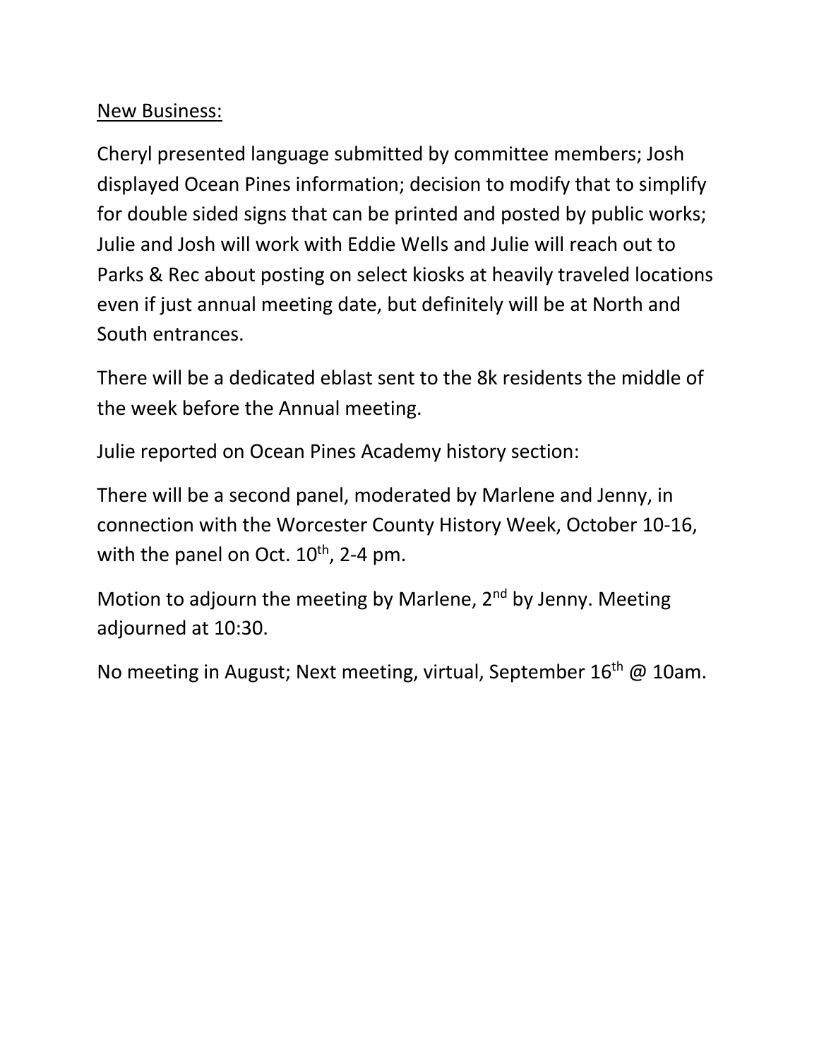New Business:

Cheryl presented language submitted by committee members; Josh displayed Ocean Pines information; decision to modify that to simplify for double sided signs that can be printed and posted by public works; Julie and Josh will work with Eddie Wells and Julie will reach out to Parks & Rec about posting on select kiosks at heavily traveled locations even if just annual meeting date, but definitely will be at North and South entrances.

There will be a dedicated eblast sent to the 8k residents the middle of the week before the Annual meeting.

Julie reported on Ocean Pines Academy history section:

There will be a second panel, moderated by Marlene and Jenny, in connection with the Worcester County History Week, October 10-16, with the panel on Oct. 10th, 2-4 pm.

Motion to adjourn the meeting by Marlene, 2nd by Jenny. Meeting adjourned at 10:30.

No meeting in August; Next meeting, virtual, September 16th @ 10am.